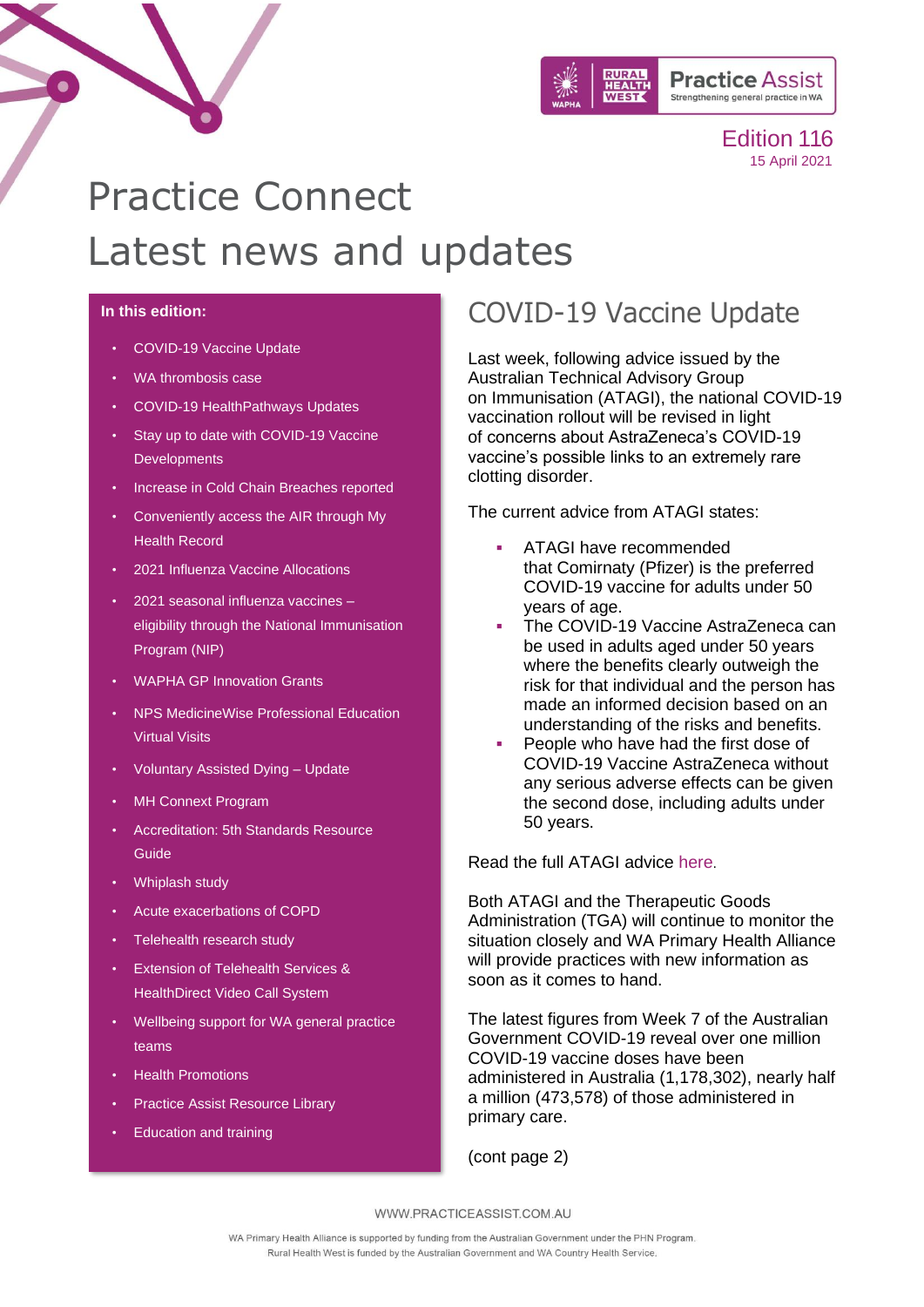Edition 116
15 April 2021

# Practice Connect
# Latest news and updates

**In this edition:**

- COVID-19 Vaccine Update
- WA thrombosis case
- COVID-19 HealthPathways Updates
- Stay up to date with COVID-19 Vaccine Developments
- Increase in Cold Chain Breaches reported
- Conveniently access the AIR through My Health Record
- 2021 Influenza Vaccine Allocations
- 2021 seasonal influenza vaccines – eligibility through the National Immunisation Program (NIP)
- WAPHA GP Innovation Grants
- NPS MedicineWise Professional Education Virtual Visits
- Voluntary Assisted Dying – Update
- MH Connext Program
- Accreditation: 5th Standards Resource Guide
- Whiplash study
- Acute exacerbations of COPD
- Telehealth research study
- Extension of Telehealth Services & HealthDirect Video Call System
- Wellbeing support for WA general practice teams
- Health Promotions
- Practice Assist Resource Library
- Education and training

## COVID-19 Vaccine Update

Last week, following advice issued by the Australian Technical Advisory Group on Immunisation (ATAGI), the national COVID-19 vaccination rollout will be revised in light of concerns about AstraZeneca's COVID-19 vaccine's possible links to an extremely rare clotting disorder.

The current advice from ATAGI states:

- ATAGI have recommended that Comirnaty (Pfizer) is the preferred COVID-19 vaccine for adults under 50 years of age.
- The COVID-19 Vaccine AstraZeneca can be used in adults aged under 50 years where the benefits clearly outweigh the risk for that individual and the person has made an informed decision based on an understanding of the risks and benefits.
- People who have had the first dose of COVID-19 Vaccine AstraZeneca without any serious adverse effects can be given the second dose, including adults under 50 years.

Read the full ATAGI advice here.

Both ATAGI and the Therapeutic Goods Administration (TGA) will continue to monitor the situation closely and WA Primary Health Alliance will provide practices with new information as soon as it comes to hand.

The latest figures from Week 7 of the Australian Government COVID-19 reveal over one million COVID-19 vaccine doses have been administered in Australia (1,178,302), nearly half a million (473,578) of those administered in primary care.

(cont page 2)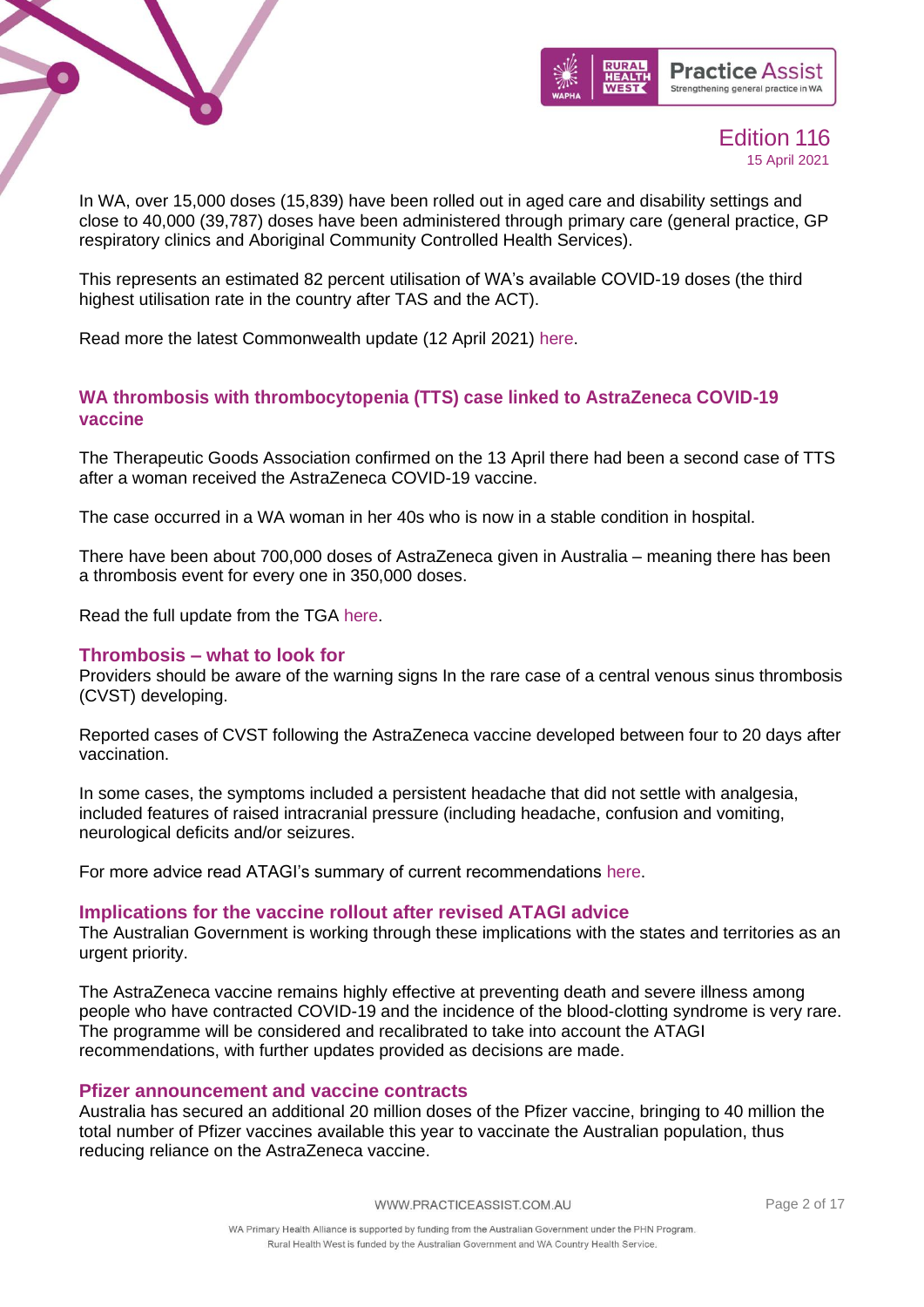In WA, over 15,000 doses (15,839) have been rolled out in aged care and disability settings and close to 40,000 (39,787) doses have been administered through primary care (general practice, GP respiratory clinics and Aboriginal Community Controlled Health Services).

This represents an estimated 82 percent utilisation of WA's available COVID-19 doses (the third highest utilisation rate in the country after TAS and the ACT).

Read more the latest Commonwealth update (12 April 2021) here.

## WA thrombosis with thrombocytopenia (TTS) case linked to AstraZeneca COVID-19 vaccine

The Therapeutic Goods Association confirmed on the 13 April there had been a second case of TTS after a woman received the AstraZeneca COVID-19 vaccine.

The case occurred in a WA woman in her 40s who is now in a stable condition in hospital.

There have been about 700,000 doses of AstraZeneca given in Australia – meaning there has been a thrombosis event for every one in 350,000 doses.

Read the full update from the TGA here.

### Thrombosis – what to look for

Providers should be aware of the warning signs In the rare case of a central venous sinus thrombosis (CVST) developing.

Reported cases of CVST following the AstraZeneca vaccine developed between four to 20 days after vaccination.

In some cases, the symptoms included a persistent headache that did not settle with analgesia, included features of raised intracranial pressure (including headache, confusion and vomiting, neurological deficits and/or seizures.

For more advice read ATAGI's summary of current recommendations here.

### Implications for the vaccine rollout after revised ATAGI advice

The Australian Government is working through these implications with the states and territories as an urgent priority.

The AstraZeneca vaccine remains highly effective at preventing death and severe illness among people who have contracted COVID-19 and the incidence of the blood-clotting syndrome is very rare. The programme will be considered and recalibrated to take into account the ATAGI recommendations, with further updates provided as decisions are made.

### Pfizer announcement and vaccine contracts

Australia has secured an additional 20 million doses of the Pfizer vaccine, bringing to 40 million the total number of Pfizer vaccines available this year to vaccinate the Australian population, thus reducing reliance on the AstraZeneca vaccine.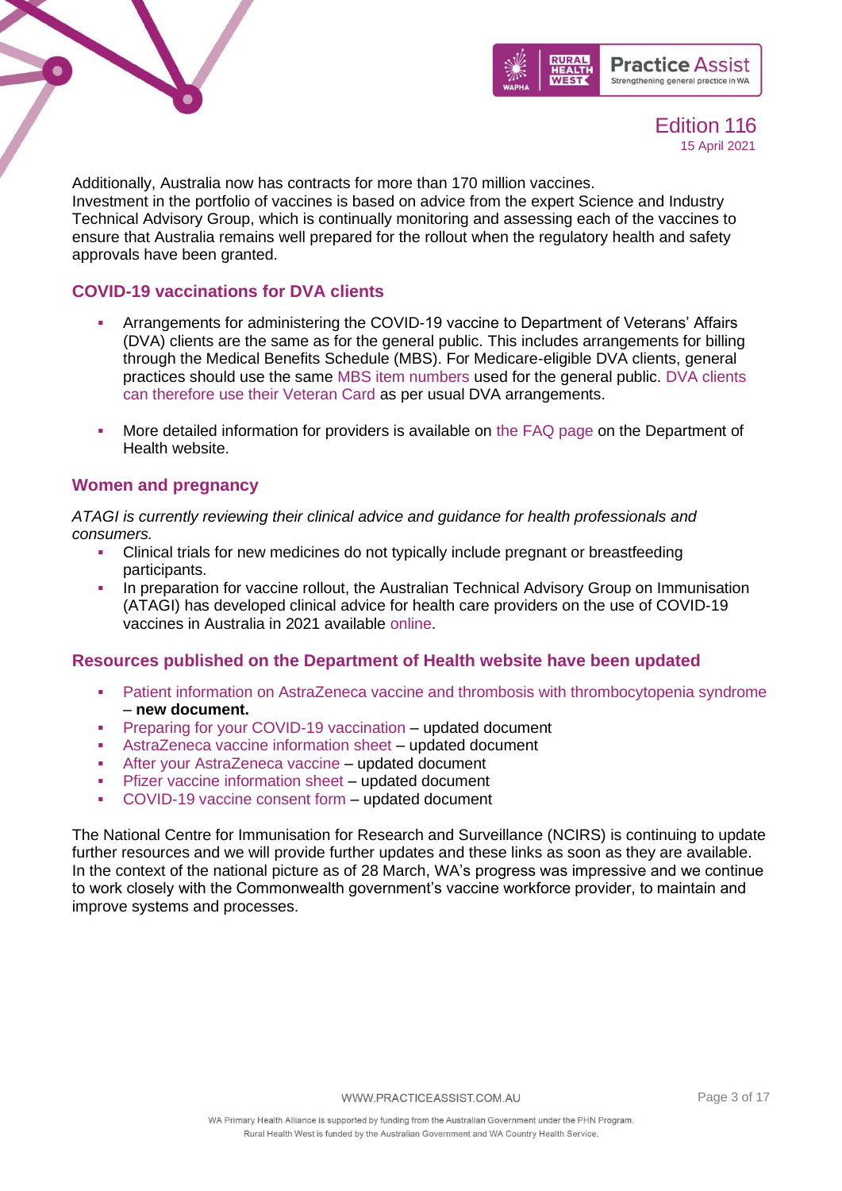Additionally, Australia now has contracts for more than 170 million vaccines.
Investment in the portfolio of vaccines is based on advice from the expert Science and Industry Technical Advisory Group, which is continually monitoring and assessing each of the vaccines to ensure that Australia remains well prepared for the rollout when the regulatory health and safety approvals have been granted.

## COVID-19 vaccinations for DVA clients

- Arrangements for administering the COVID-19 vaccine to Department of Veterans' Affairs (DVA) clients are the same as for the general public. This includes arrangements for billing through the Medical Benefits Schedule (MBS). For Medicare-eligible DVA clients, general practices should use the same MBS item numbers used for the general public. DVA clients can therefore use their Veteran Card as per usual DVA arrangements.

- More detailed information for providers is available on the FAQ page on the Department of Health website.

## Women and pregnancy

*ATAGI is currently reviewing their clinical advice and guidance for health professionals and consumers.*

- Clinical trials for new medicines do not typically include pregnant or breastfeeding participants.
- In preparation for vaccine rollout, the Australian Technical Advisory Group on Immunisation (ATAGI) has developed clinical advice for health care providers on the use of COVID-19 vaccines in Australia in 2021 available online.

## Resources published on the Department of Health website have been updated

- Patient information on AstraZeneca vaccine and thrombosis with thrombocytopenia syndrome – **new document.**
- Preparing for your COVID-19 vaccination – updated document
- AstraZeneca vaccine information sheet – updated document
- After your AstraZeneca vaccine – updated document
- Pfizer vaccine information sheet – updated document
- COVID-19 vaccine consent form – updated document

The National Centre for Immunisation for Research and Surveillance (NCIRS) is continuing to update further resources and we will provide further updates and these links as soon as they are available.
In the context of the national picture as of 28 March, WA's progress was impressive and we continue to work closely with the Commonwealth government's vaccine workforce provider, to maintain and improve systems and processes.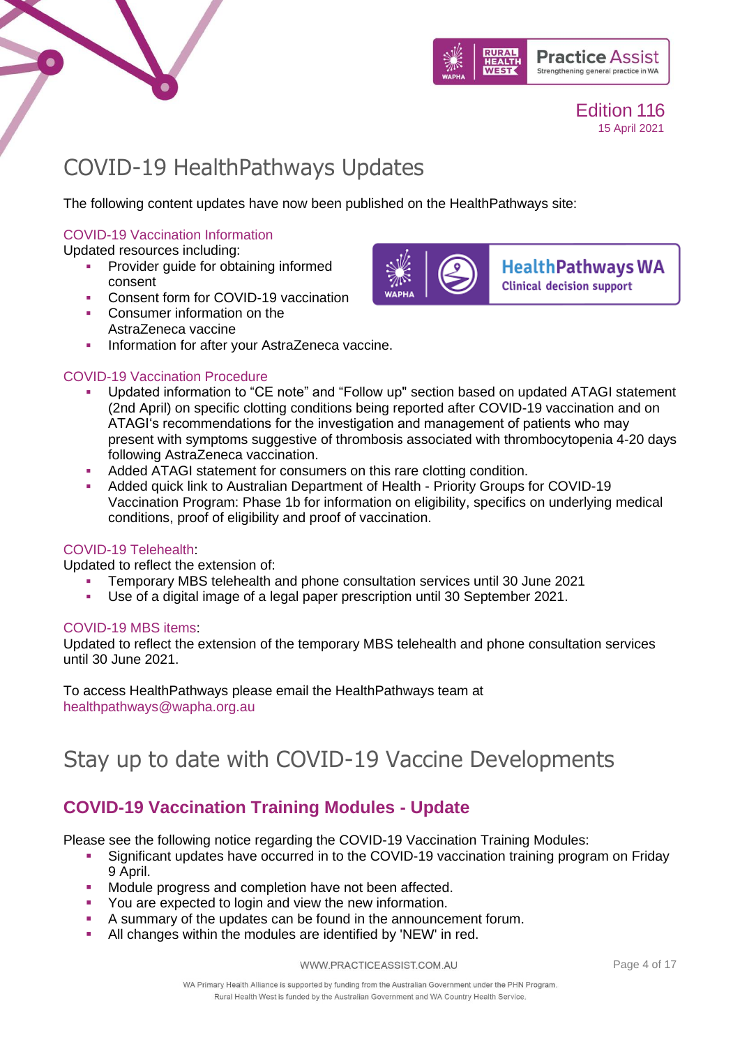# COVID-19 HealthPathways Updates

The following content updates have now been published on the HealthPathways site:

COVID-19 Vaccination Information

Updated resources including:

- Provider guide for obtaining informed consent
- Consent form for COVID-19 vaccination
- Consumer information on the AstraZeneca vaccine
- Information for after your AstraZeneca vaccine.

COVID-19 Vaccination Procedure

- Updated information to "CE note" and "Follow up" section based on updated ATAGI statement (2nd April) on specific clotting conditions being reported after COVID-19 vaccination and on ATAGI's recommendations for the investigation and management of patients who may present with symptoms suggestive of thrombosis associated with thrombocytopenia 4-20 days following AstraZeneca vaccination.
- Added ATAGI statement for consumers on this rare clotting condition.
- Added quick link to Australian Department of Health - Priority Groups for COVID-19 Vaccination Program: Phase 1b for information on eligibility, specifics on underlying medical conditions, proof of eligibility and proof of vaccination.

COVID-19 Telehealth:

Updated to reflect the extension of:

- Temporary MBS telehealth and phone consultation services until 30 June 2021
- Use of a digital image of a legal paper prescription until 30 September 2021.

COVID-19 MBS items:

Updated to reflect the extension of the temporary MBS telehealth and phone consultation services until 30 June 2021.

To access HealthPathways please email the HealthPathways team at healthpathways@wapha.org.au

# Stay up to date with COVID-19 Vaccine Developments

## COVID-19 Vaccination Training Modules - Update

Please see the following notice regarding the COVID-19 Vaccination Training Modules:

- Significant updates have occurred in to the COVID-19 vaccination training program on Friday 9 April.
- Module progress and completion have not been affected.
- You are expected to login and view the new information.
- A summary of the updates can be found in the announcement forum.
- All changes within the modules are identified by 'NEW' in red.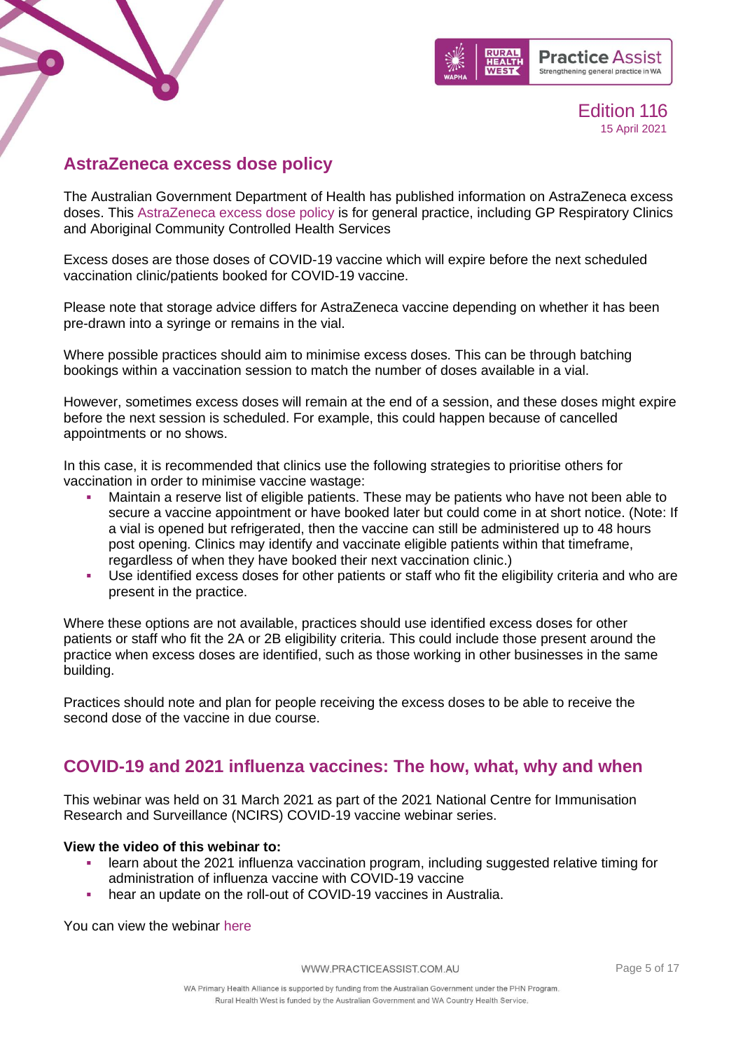## AstraZeneca excess dose policy

The Australian Government Department of Health has published information on AstraZeneca excess doses. This AstraZeneca excess dose policy is for general practice, including GP Respiratory Clinics and Aboriginal Community Controlled Health Services

Excess doses are those doses of COVID-19 vaccine which will expire before the next scheduled vaccination clinic/patients booked for COVID-19 vaccine.

Please note that storage advice differs for AstraZeneca vaccine depending on whether it has been pre-drawn into a syringe or remains in the vial.

Where possible practices should aim to minimise excess doses. This can be through batching bookings within a vaccination session to match the number of doses available in a vial.

However, sometimes excess doses will remain at the end of a session, and these doses might expire before the next session is scheduled. For example, this could happen because of cancelled appointments or no shows.

In this case, it is recommended that clinics use the following strategies to prioritise others for vaccination in order to minimise vaccine wastage:

- Maintain a reserve list of eligible patients. These may be patients who have not been able to secure a vaccine appointment or have booked later but could come in at short notice. (Note: If a vial is opened but refrigerated, then the vaccine can still be administered up to 48 hours post opening. Clinics may identify and vaccinate eligible patients within that timeframe, regardless of when they have booked their next vaccination clinic.)
- Use identified excess doses for other patients or staff who fit the eligibility criteria and who are present in the practice.

Where these options are not available, practices should use identified excess doses for other patients or staff who fit the 2A or 2B eligibility criteria. This could include those present around the practice when excess doses are identified, such as those working in other businesses in the same building.

Practices should note and plan for people receiving the excess doses to be able to receive the second dose of the vaccine in due course.

## COVID-19 and 2021 influenza vaccines: The how, what, why and when

This webinar was held on 31 March 2021 as part of the 2021 National Centre for Immunisation Research and Surveillance (NCIRS) COVID-19 vaccine webinar series.

**View the video of this webinar to:**

- learn about the 2021 influenza vaccination program, including suggested relative timing for administration of influenza vaccine with COVID-19 vaccine
- hear an update on the roll-out of COVID-19 vaccines in Australia.

You can view the webinar here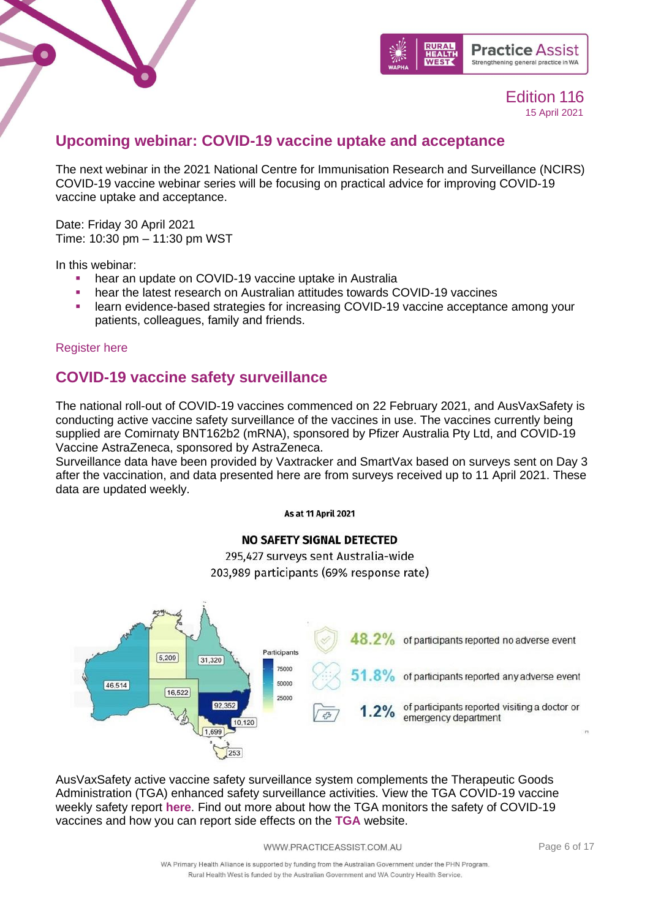Edition 116
15 April 2021

## Upcoming webinar: COVID-19 vaccine uptake and acceptance

The next webinar in the 2021 National Centre for Immunisation Research and Surveillance (NCIRS) COVID-19 vaccine webinar series will be focusing on practical advice for improving COVID-19 vaccine uptake and acceptance.

Date: Friday 30 April 2021
Time: 10:30 pm – 11:30 pm WST

In this webinar:

- hear an update on COVID-19 vaccine uptake in Australia
- hear the latest research on Australian attitudes towards COVID-19 vaccines
- learn evidence-based strategies for increasing COVID-19 vaccine acceptance among your patients, colleagues, family and friends.

Register here

## COVID-19 vaccine safety surveillance

The national roll-out of COVID-19 vaccines commenced on 22 February 2021, and AusVaxSafety is conducting active vaccine safety surveillance of the vaccines in use. The vaccines currently being supplied are Comirnaty BNT162b2 (mRNA), sponsored by Pfizer Australia Pty Ltd, and COVID-19 Vaccine AstraZeneca, sponsored by AstraZeneca.
Surveillance data have been provided by Vaxtracker and SmartVax based on surveys sent on Day 3 after the vaccination, and data presented here are from surveys received up to 11 April 2021. These data are updated weekly.

As at 11 April 2021

**NO SAFETY SIGNAL DETECTED**

295,427 surveys sent Australia-wide
203,989 participants (69% response rate)

Participants: WA 46,514; NT 5,209; SA 16,522; QLD 31,320; NSW 92,352; ACT 10,120; VIC 1,699; TAS 253

- **48.2%** of participants reported no adverse event
- **51.8%** of participants reported any adverse event
- **1.2%** of participants reported visiting a doctor or emergency department

AusVaxSafety active vaccine safety surveillance system complements the Therapeutic Goods Administration (TGA) enhanced safety surveillance activities. View the TGA COVID-19 vaccine weekly safety report **here**. Find out more about how the TGA monitors the safety of COVID-19 vaccines and how you can report side effects on the **TGA** website.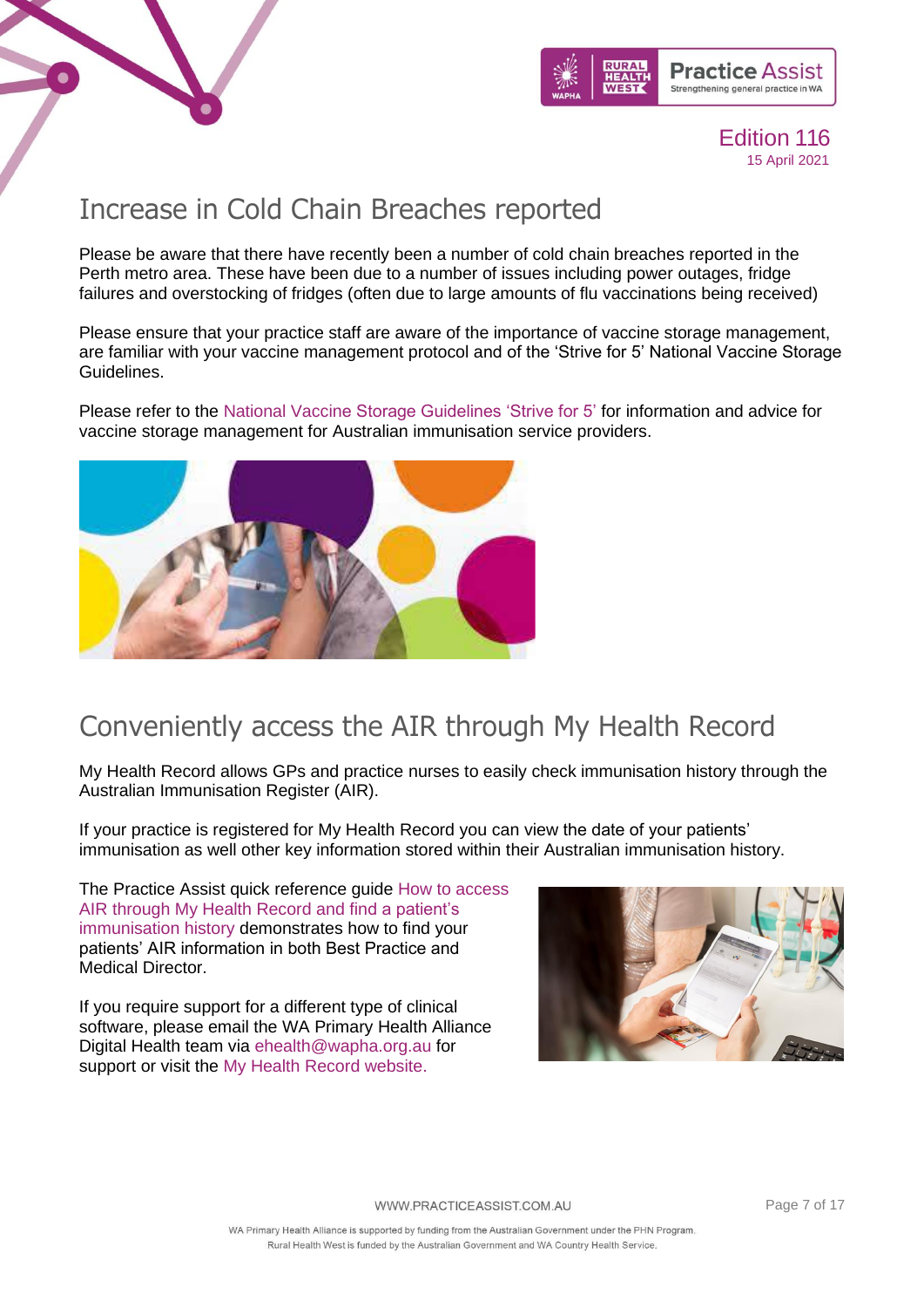# Increase in Cold Chain Breaches reported

Please be aware that there have recently been a number of cold chain breaches reported in the Perth metro area. These have been due to a number of issues including power outages, fridge failures and overstocking of fridges (often due to large amounts of flu vaccinations being received)

Please ensure that your practice staff are aware of the importance of vaccine storage management, are familiar with your vaccine management protocol and of the 'Strive for 5' National Vaccine Storage Guidelines.

Please refer to the National Vaccine Storage Guidelines 'Strive for 5' for information and advice for vaccine storage management for Australian immunisation service providers.

# Conveniently access the AIR through My Health Record

My Health Record allows GPs and practice nurses to easily check immunisation history through the Australian Immunisation Register (AIR).

If your practice is registered for My Health Record you can view the date of your patients' immunisation as well other key information stored within their Australian immunisation history.

The Practice Assist quick reference guide How to access AIR through My Health Record and find a patient's immunisation history demonstrates how to find your patients' AIR information in both Best Practice and Medical Director.

If you require support for a different type of clinical software, please email the WA Primary Health Alliance Digital Health team via ehealth@wapha.org.au for support or visit the My Health Record website.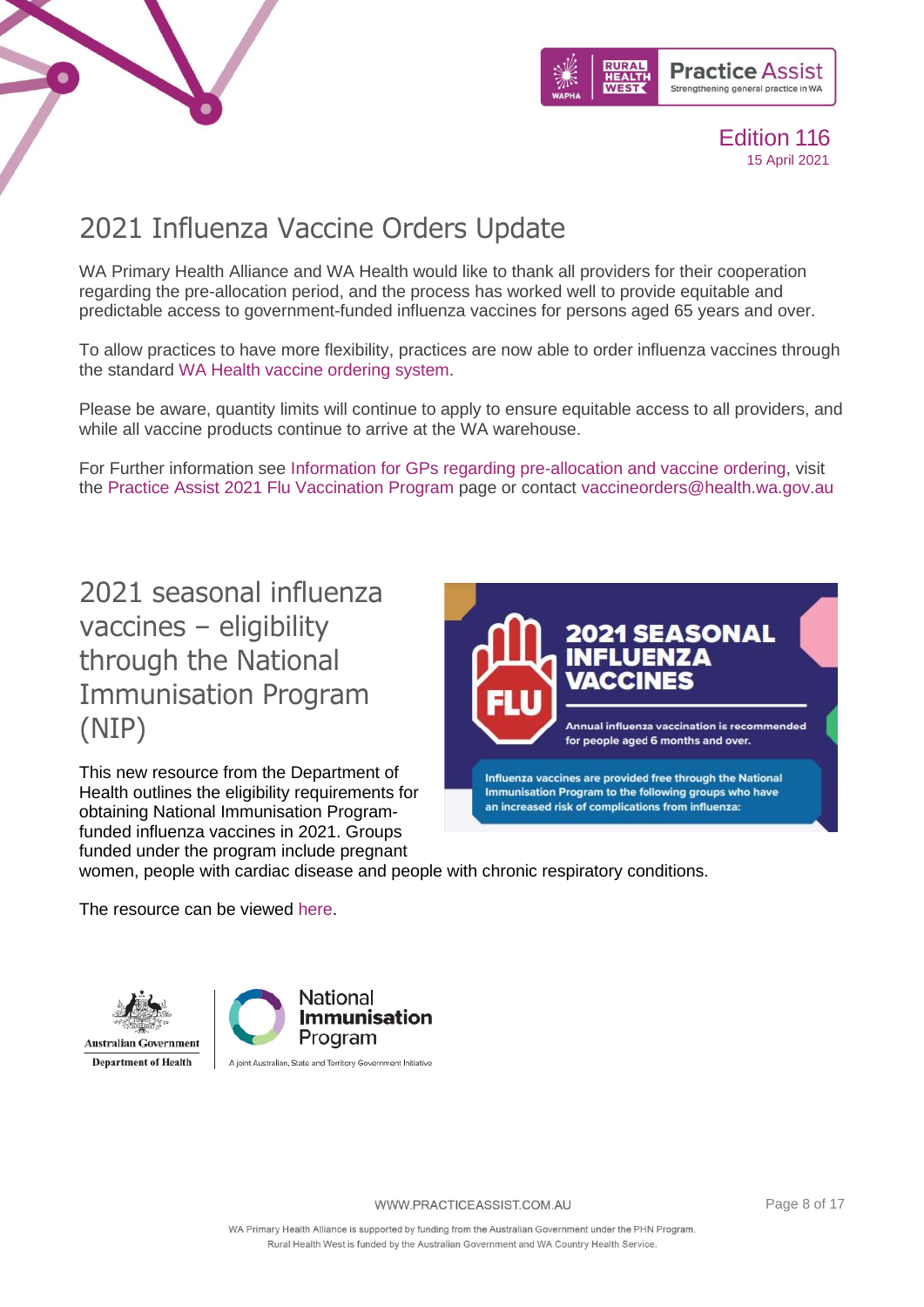# 2021 Influenza Vaccine Orders Update

WA Primary Health Alliance and WA Health would like to thank all providers for their cooperation regarding the pre-allocation period, and the process has worked well to provide equitable and predictable access to government-funded influenza vaccines for persons aged 65 years and over.

To allow practices to have more flexibility, practices are now able to order influenza vaccines through the standard WA Health vaccine ordering system.

Please be aware, quantity limits will continue to apply to ensure equitable access to all providers, and while all vaccine products continue to arrive at the WA warehouse.

For Further information see Information for GPs regarding pre-allocation and vaccine ordering, visit the Practice Assist 2021 Flu Vaccination Program page or contact vaccineorders@health.wa.gov.au

# 2021 seasonal influenza vaccines – eligibility through the National Immunisation Program (NIP)

This new resource from the Department of Health outlines the eligibility requirements for obtaining National Immunisation Program-funded influenza vaccines in 2021. Groups funded under the program include pregnant women, people with cardiac disease and people with chronic respiratory conditions.

The resource can be viewed here.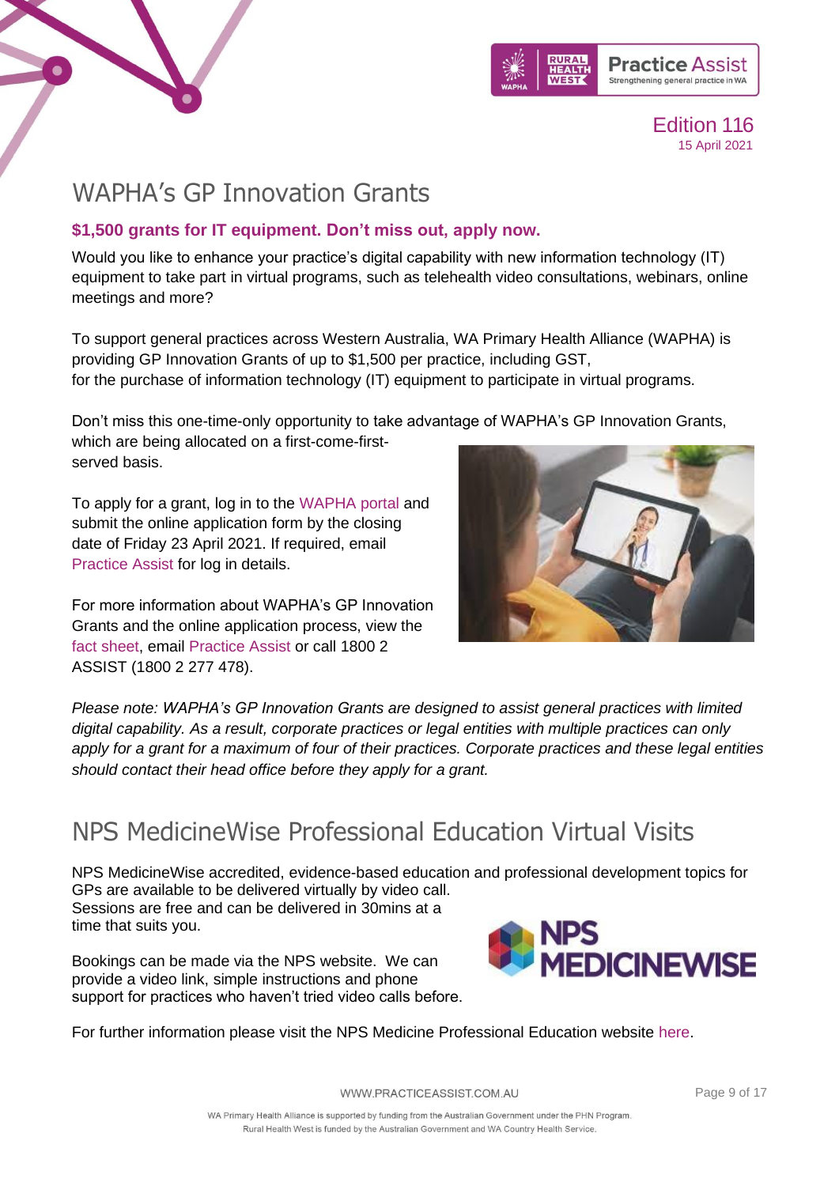# WAPHA's GP Innovation Grants

**$1,500 grants for IT equipment. Don't miss out, apply now.**

Would you like to enhance your practice's digital capability with new information technology (IT) equipment to take part in virtual programs, such as telehealth video consultations, webinars, online meetings and more?

To support general practices across Western Australia, WA Primary Health Alliance (WAPHA) is providing GP Innovation Grants of up to $1,500 per practice, including GST, for the purchase of information technology (IT) equipment to participate in virtual programs.

Don't miss this one-time-only opportunity to take advantage of WAPHA's GP Innovation Grants, which are being allocated on a first-come-first-served basis.

To apply for a grant, log in to the WAPHA portal and submit the online application form by the closing date of Friday 23 April 2021. If required, email Practice Assist for log in details.

For more information about WAPHA's GP Innovation Grants and the online application process, view the fact sheet, email Practice Assist or call 1800 2 ASSIST (1800 2 277 478).

*Please note: WAPHA's GP Innovation Grants are designed to assist general practices with limited digital capability. As a result, corporate practices or legal entities with multiple practices can only apply for a grant for a maximum of four of their practices. Corporate practices and these legal entities should contact their head office before they apply for a grant.*

# NPS MedicineWise Professional Education Virtual Visits

NPS MedicineWise accredited, evidence-based education and professional development topics for GPs are available to be delivered virtually by video call. Sessions are free and can be delivered in 30mins at a time that suits you.

Bookings can be made via the NPS website. We can provide a video link, simple instructions and phone support for practices who haven't tried video calls before.

For further information please visit the NPS Medicine Professional Education website here.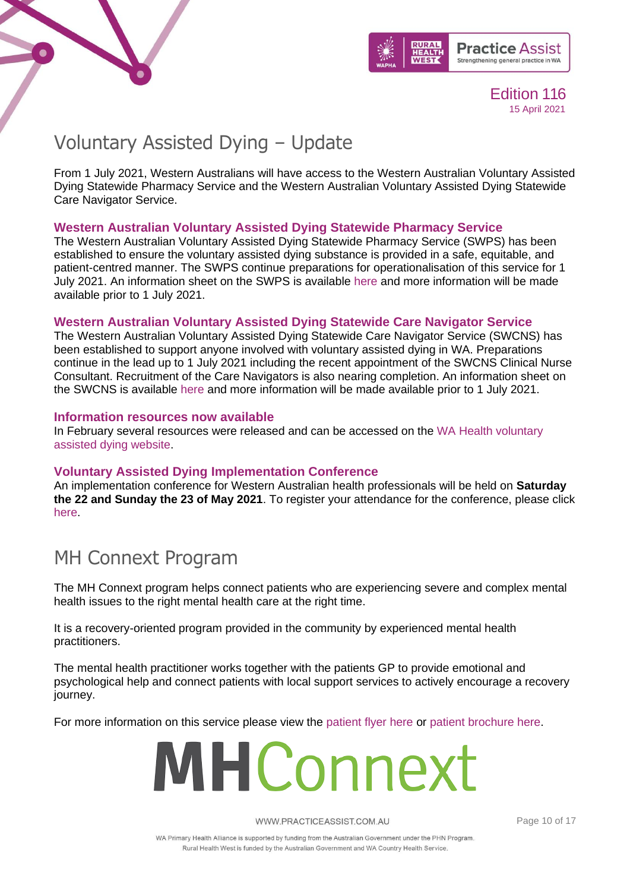# Voluntary Assisted Dying – Update

From 1 July 2021, Western Australians will have access to the Western Australian Voluntary Assisted Dying Statewide Pharmacy Service and the Western Australian Voluntary Assisted Dying Statewide Care Navigator Service.

### Western Australian Voluntary Assisted Dying Statewide Pharmacy Service

The Western Australian Voluntary Assisted Dying Statewide Pharmacy Service (SWPS) has been established to ensure the voluntary assisted dying substance is provided in a safe, equitable, and patient-centred manner. The SWPS continue preparations for operationalisation of this service for 1 July 2021. An information sheet on the SWPS is available here and more information will be made available prior to 1 July 2021.

### Western Australian Voluntary Assisted Dying Statewide Care Navigator Service

The Western Australian Voluntary Assisted Dying Statewide Care Navigator Service (SWCNS) has been established to support anyone involved with voluntary assisted dying in WA. Preparations continue in the lead up to 1 July 2021 including the recent appointment of the SWCNS Clinical Nurse Consultant. Recruitment of the Care Navigators is also nearing completion. An information sheet on the SWCNS is available here and more information will be made available prior to 1 July 2021.

### Information resources now available

In February several resources were released and can be accessed on the WA Health voluntary assisted dying website.

### Voluntary Assisted Dying Implementation Conference

An implementation conference for Western Australian health professionals will be held on **Saturday the 22 and Sunday the 23 of May 2021**. To register your attendance for the conference, please click here.

# MH Connext Program

The MH Connext program helps connect patients who are experiencing severe and complex mental health issues to the right mental health care at the right time.

It is a recovery-oriented program provided in the community by experienced mental health practitioners.

The mental health practitioner works together with the patients GP to provide emotional and psychological help and connect patients with local support services to actively encourage a recovery journey.

For more information on this service please view the patient flyer here or patient brochure here.

MHConnext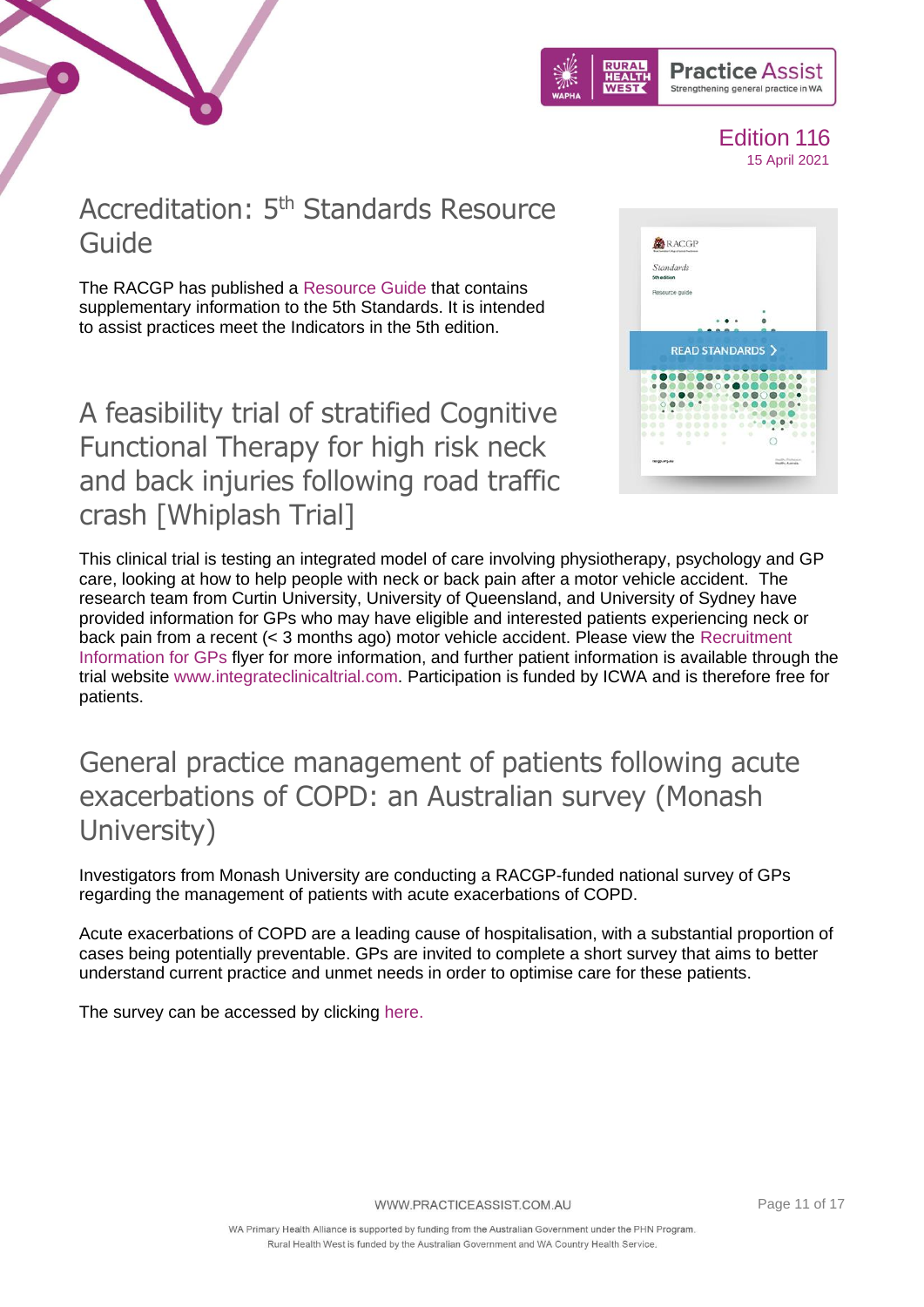## Accreditation: 5th Standards Resource Guide

The RACGP has published a Resource Guide that contains supplementary information to the 5th Standards. It is intended to assist practices meet the Indicators in the 5th edition.

## A feasibility trial of stratified Cognitive Functional Therapy for high risk neck and back injuries following road traffic crash [Whiplash Trial]

This clinical trial is testing an integrated model of care involving physiotherapy, psychology and GP care, looking at how to help people with neck or back pain after a motor vehicle accident. The research team from Curtin University, University of Queensland, and University of Sydney have provided information for GPs who may have eligible and interested patients experiencing neck or back pain from a recent (< 3 months ago) motor vehicle accident. Please view the Recruitment Information for GPs flyer for more information, and further patient information is available through the trial website www.integrateclinicaltrial.com. Participation is funded by ICWA and is therefore free for patients.

## General practice management of patients following acute exacerbations of COPD: an Australian survey (Monash University)

Investigators from Monash University are conducting a RACGP-funded national survey of GPs regarding the management of patients with acute exacerbations of COPD.

Acute exacerbations of COPD are a leading cause of hospitalisation, with a substantial proportion of cases being potentially preventable. GPs are invited to complete a short survey that aims to better understand current practice and unmet needs in order to optimise care for these patients.

The survey can be accessed by clicking here.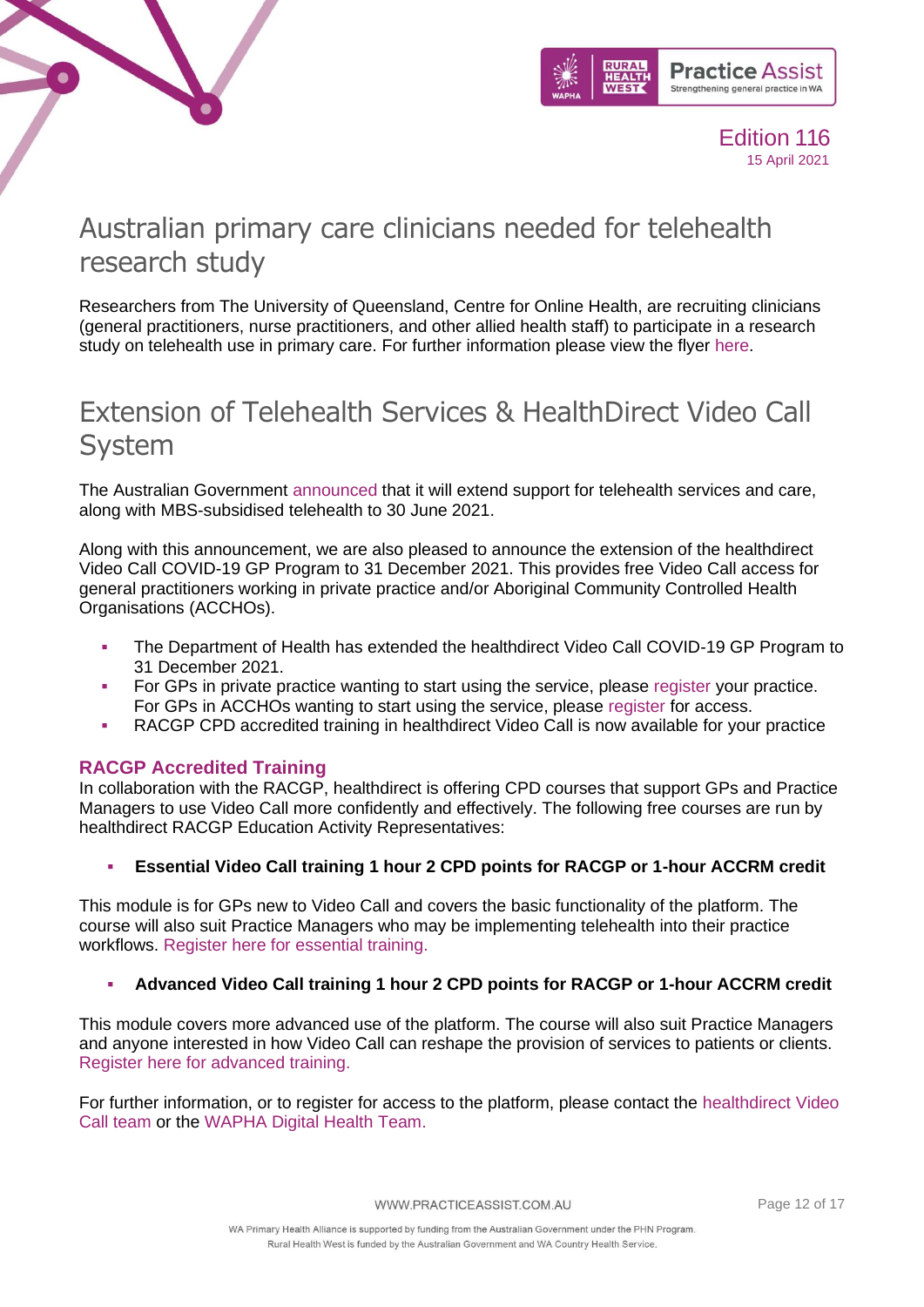# Australian primary care clinicians needed for telehealth research study

Researchers from The University of Queensland, Centre for Online Health, are recruiting clinicians (general practitioners, nurse practitioners, and other allied health staff) to participate in a research study on telehealth use in primary care. For further information please view the flyer here.

# Extension of Telehealth Services & HealthDirect Video Call System

The Australian Government announced that it will extend support for telehealth services and care, along with MBS-subsidised telehealth to 30 June 2021.

Along with this announcement, we are also pleased to announce the extension of the healthdirect Video Call COVID-19 GP Program to 31 December 2021. This provides free Video Call access for general practitioners working in private practice and/or Aboriginal Community Controlled Health Organisations (ACCHOs).

- The Department of Health has extended the healthdirect Video Call COVID-19 GP Program to 31 December 2021.
- For GPs in private practice wanting to start using the service, please register your practice. For GPs in ACCHOs wanting to start using the service, please register for access.
- RACGP CPD accredited training in healthdirect Video Call is now available for your practice

### RACGP Accredited Training

In collaboration with the RACGP, healthdirect is offering CPD courses that support GPs and Practice Managers to use Video Call more confidently and effectively. The following free courses are run by healthdirect RACGP Education Activity Representatives:

- **Essential Video Call training 1 hour 2 CPD points for RACGP or 1-hour ACCRM credit**

This module is for GPs new to Video Call and covers the basic functionality of the platform. The course will also suit Practice Managers who may be implementing telehealth into their practice workflows. Register here for essential training.

- **Advanced Video Call training 1 hour 2 CPD points for RACGP or 1-hour ACCRM credit**

This module covers more advanced use of the platform. The course will also suit Practice Managers and anyone interested in how Video Call can reshape the provision of services to patients or clients. Register here for advanced training.

For further information, or to register for access to the platform, please contact the healthdirect Video Call team or the WAPHA Digital Health Team.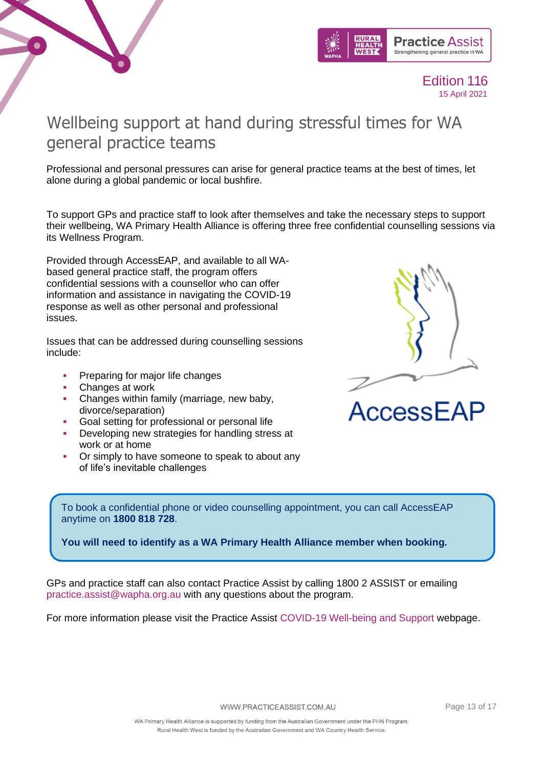# Wellbeing support at hand during stressful times for WA general practice teams

Professional and personal pressures can arise for general practice teams at the best of times, let alone during a global pandemic or local bushfire.

To support GPs and practice staff to look after themselves and take the necessary steps to support their wellbeing, WA Primary Health Alliance is offering three free confidential counselling sessions via its Wellness Program.

Provided through AccessEAP, and available to all WA-based general practice staff, the program offers confidential sessions with a counsellor who can offer information and assistance in navigating the COVID-19 response as well as other personal and professional issues.

Issues that can be addressed during counselling sessions include:

- Preparing for major life changes
- Changes at work
- Changes within family (marriage, new baby, divorce/separation)
- Goal setting for professional or personal life
- Developing new strategies for handling stress at work or at home
- Or simply to have someone to speak to about any of life's inevitable challenges

To book a confidential phone or video counselling appointment, you can call AccessEAP anytime on **1800 818 728**.

**You will need to identify as a WA Primary Health Alliance member when booking.**

GPs and practice staff can also contact Practice Assist by calling 1800 2 ASSIST or emailing practice.assist@wapha.org.au with any questions about the program.

For more information please visit the Practice Assist COVID-19 Well-being and Support webpage.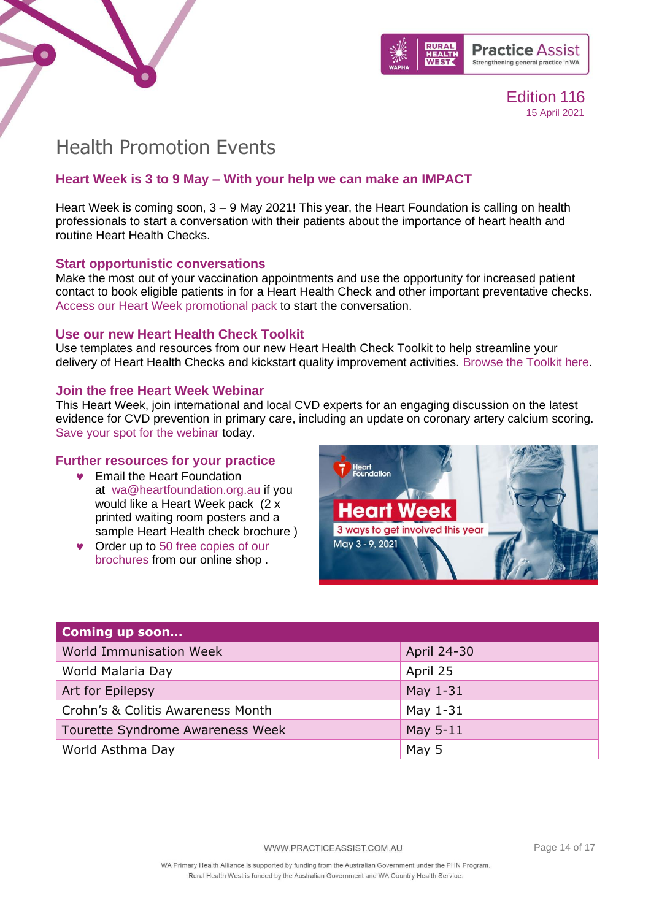# Health Promotion Events

## Heart Week is 3 to 9 May – With your help we can make an IMPACT

Heart Week is coming soon, 3 – 9 May 2021! This year, the Heart Foundation is calling on health professionals to start a conversation with their patients about the importance of heart health and routine Heart Health Checks.

### Start opportunistic conversations

Make the most out of your vaccination appointments and use the opportunity for increased patient contact to book eligible patients in for a Heart Health Check and other important preventative checks. Access our Heart Week promotional pack to start the conversation.

### Use our new Heart Health Check Toolkit

Use templates and resources from our new Heart Health Check Toolkit to help streamline your delivery of Heart Health Checks and kickstart quality improvement activities. Browse the Toolkit here.

### Join the free Heart Week Webinar

This Heart Week, join international and local CVD experts for an engaging discussion on the latest evidence for CVD prevention in primary care, including an update on coronary artery calcium scoring. Save your spot for the webinar today.

### Further resources for your practice

- Email the Heart Foundation at wa@heartfoundation.org.au if you would like a Heart Week pack (2 x printed waiting room posters and a sample Heart Health check brochure )
- Order up to 50 free copies of our brochures from our online shop .

| Coming up soon… | |
|---|---|
| World Immunisation Week | April 24-30 |
| World Malaria Day | April 25 |
| Art for Epilepsy | May 1-31 |
| Crohn's & Colitis Awareness Month | May 1-31 |
| Tourette Syndrome Awareness Week | May 5-11 |
| World Asthma Day | May 5 |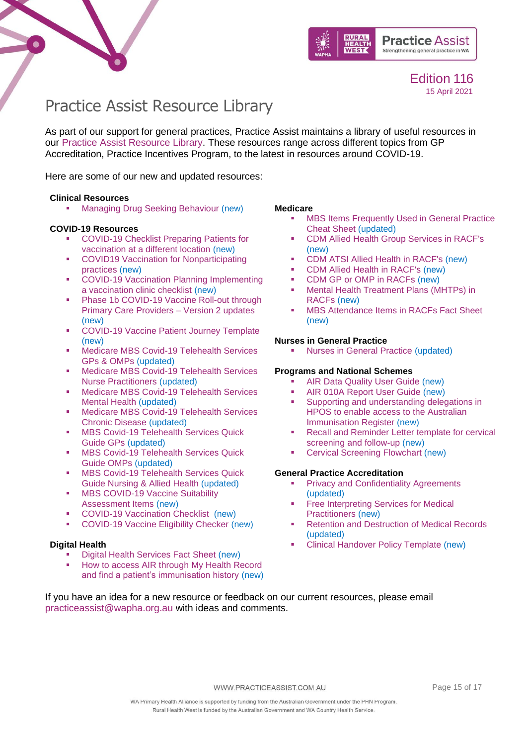Edition 116
15 April 2021

# Practice Assist Resource Library

As part of our support for general practices, Practice Assist maintains a library of useful resources in our Practice Assist Resource Library. These resources range across different topics from GP Accreditation, Practice Incentives Program, to the latest in resources around COVID-19.

Here are some of our new and updated resources:

**Clinical Resources**

- Managing Drug Seeking Behaviour (new)

**COVID-19 Resources**

- COVID-19 Checklist Preparing Patients for vaccination at a different location (new)
- COVID19 Vaccination for Nonparticipating practices (new)
- COVID-19 Vaccination Planning Implementing a vaccination clinic checklist (new)
- Phase 1b COVID-19 Vaccine Roll-out through Primary Care Providers – Version 2 updates (new)
- COVID-19 Vaccine Patient Journey Template (new)
- Medicare MBS Covid-19 Telehealth Services GPs & OMPs (updated)
- Medicare MBS Covid-19 Telehealth Services Nurse Practitioners (updated)
- Medicare MBS Covid-19 Telehealth Services Mental Health (updated)
- Medicare MBS Covid-19 Telehealth Services Chronic Disease (updated)
- MBS Covid-19 Telehealth Services Quick Guide GPs (updated)
- MBS Covid-19 Telehealth Services Quick Guide OMPs (updated)
- MBS Covid-19 Telehealth Services Quick Guide Nursing & Allied Health (updated)
- MBS COVID-19 Vaccine Suitability Assessment Items (new)
- COVID-19 Vaccination Checklist (new)
- COVID-19 Vaccine Eligibility Checker (new)

**Digital Health**

- Digital Health Services Fact Sheet (new)
- How to access AIR through My Health Record and find a patient's immunisation history (new)

**Medicare**

- MBS Items Frequently Used in General Practice Cheat Sheet (updated)
- CDM Allied Health Group Services in RACF's (new)
- CDM ATSI Allied Health in RACF's (new)
- CDM Allied Health in RACF's (new)
- CDM GP or OMP in RACFs (new)
- Mental Health Treatment Plans (MHTPs) in RACFs (new)
- MBS Attendance Items in RACFs Fact Sheet (new)

**Nurses in General Practice**

- Nurses in General Practice (updated)

**Programs and National Schemes**

- AIR Data Quality User Guide (new)
- AIR 010A Report User Guide (new)
- Supporting and understanding delegations in HPOS to enable access to the Australian Immunisation Register (new)
- Recall and Reminder Letter template for cervical screening and follow-up (new)
- Cervical Screening Flowchart (new)

**General Practice Accreditation**

- Privacy and Confidentiality Agreements (updated)
- Free Interpreting Services for Medical Practitioners (new)
- Retention and Destruction of Medical Records (updated)
- Clinical Handover Policy Template (new)

If you have an idea for a new resource or feedback on our current resources, please email practiceassist@wapha.org.au with ideas and comments.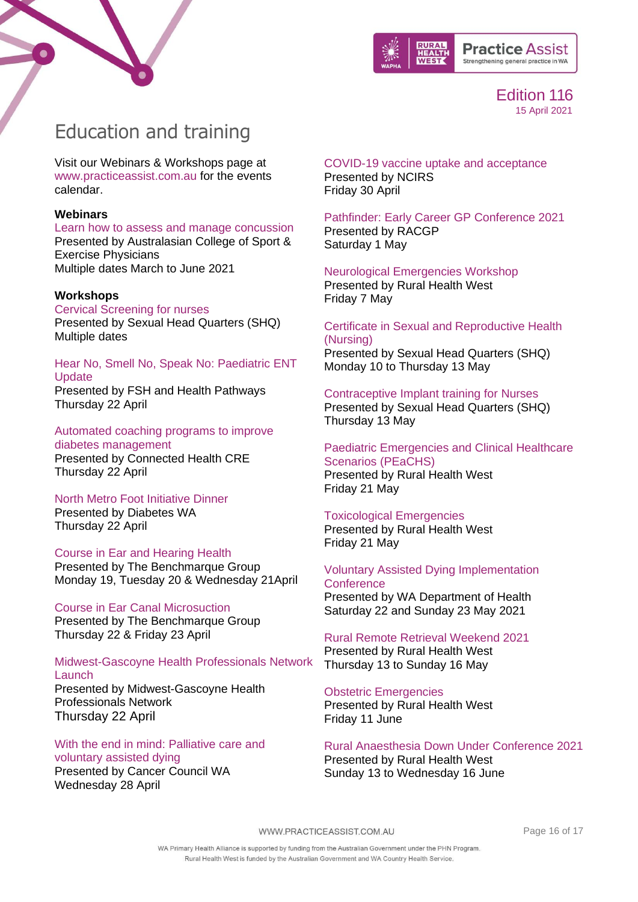# Education and training

Visit our Webinars & Workshops page at www.practiceassist.com.au for the events calendar.

**Webinars**

Learn how to assess and manage concussion
Presented by Australasian College of Sport & Exercise Physicians
Multiple dates March to June 2021

**Workshops**

Cervical Screening for nurses
Presented by Sexual Head Quarters (SHQ)
Multiple dates

Hear No, Smell No, Speak No: Paediatric ENT Update
Presented by FSH and Health Pathways
Thursday 22 April

Automated coaching programs to improve diabetes management
Presented by Connected Health CRE
Thursday 22 April

North Metro Foot Initiative Dinner
Presented by Diabetes WA
Thursday 22 April

Course in Ear and Hearing Health
Presented by The Benchmarque Group
Monday 19, Tuesday 20 & Wednesday 21April

Course in Ear Canal Microsuction
Presented by The Benchmarque Group
Thursday 22 & Friday 23 April

Midwest-Gascoyne Health Professionals Network Launch
Presented by Midwest-Gascoyne Health Professionals Network
Thursday 22 April

With the end in mind: Palliative care and voluntary assisted dying
Presented by Cancer Council WA
Wednesday 28 April

COVID-19 vaccine uptake and acceptance
Presented by NCIRS
Friday 30 April

Pathfinder: Early Career GP Conference 2021
Presented by RACGP
Saturday 1 May

Neurological Emergencies Workshop
Presented by Rural Health West
Friday 7 May

Certificate in Sexual and Reproductive Health (Nursing)
Presented by Sexual Head Quarters (SHQ)
Monday 10 to Thursday 13 May

Contraceptive Implant training for Nurses
Presented by Sexual Head Quarters (SHQ)
Thursday 13 May

Paediatric Emergencies and Clinical Healthcare Scenarios (PEaCHS)
Presented by Rural Health West
Friday 21 May

Toxicological Emergencies
Presented by Rural Health West
Friday 21 May

Voluntary Assisted Dying Implementation Conference
Presented by WA Department of Health
Saturday 22 and Sunday 23 May 2021

Rural Remote Retrieval Weekend 2021
Presented by Rural Health West
Thursday 13 to Sunday 16 May

Obstetric Emergencies
Presented by Rural Health West
Friday 11 June

Rural Anaesthesia Down Under Conference 2021
Presented by Rural Health West
Sunday 13 to Wednesday 16 June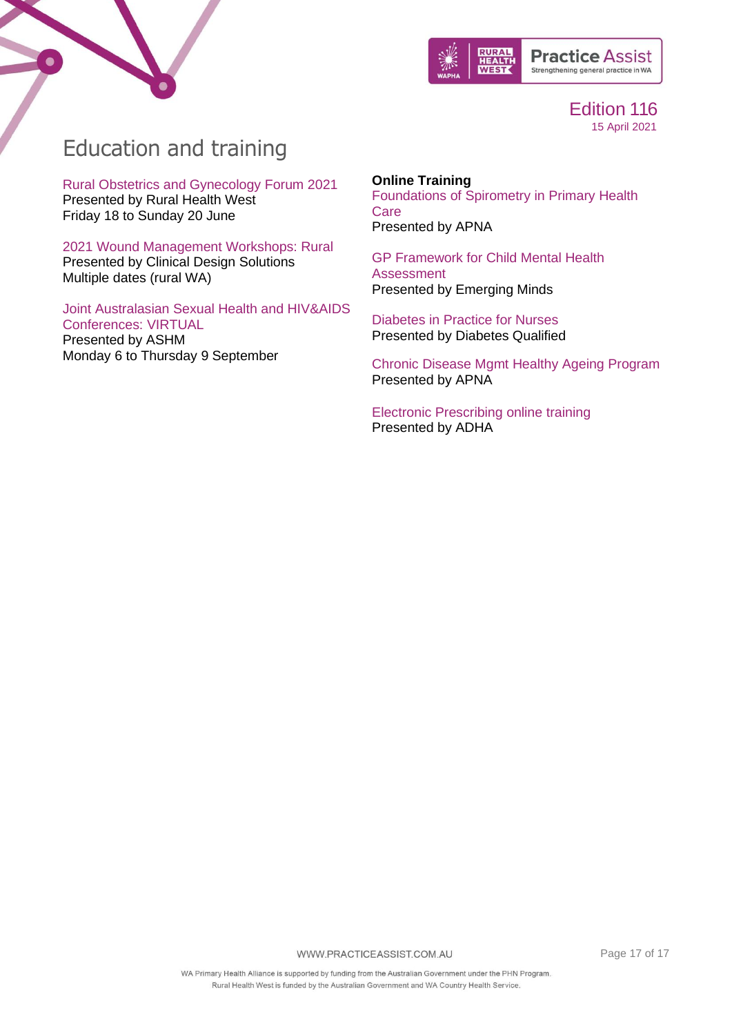# Education and training

Rural Obstetrics and Gynecology Forum 2021
Presented by Rural Health West
Friday 18 to Sunday 20 June

2021 Wound Management Workshops: Rural
Presented by Clinical Design Solutions
Multiple dates (rural WA)

Joint Australasian Sexual Health and HIV&AIDS Conferences: VIRTUAL
Presented by ASHM
Monday 6 to Thursday 9 September

**Online Training**

Foundations of Spirometry in Primary Health Care
Presented by APNA

GP Framework for Child Mental Health Assessment
Presented by Emerging Minds

Diabetes in Practice for Nurses
Presented by Diabetes Qualified

Chronic Disease Mgmt Healthy Ageing Program
Presented by APNA

Electronic Prescribing online training
Presented by ADHA